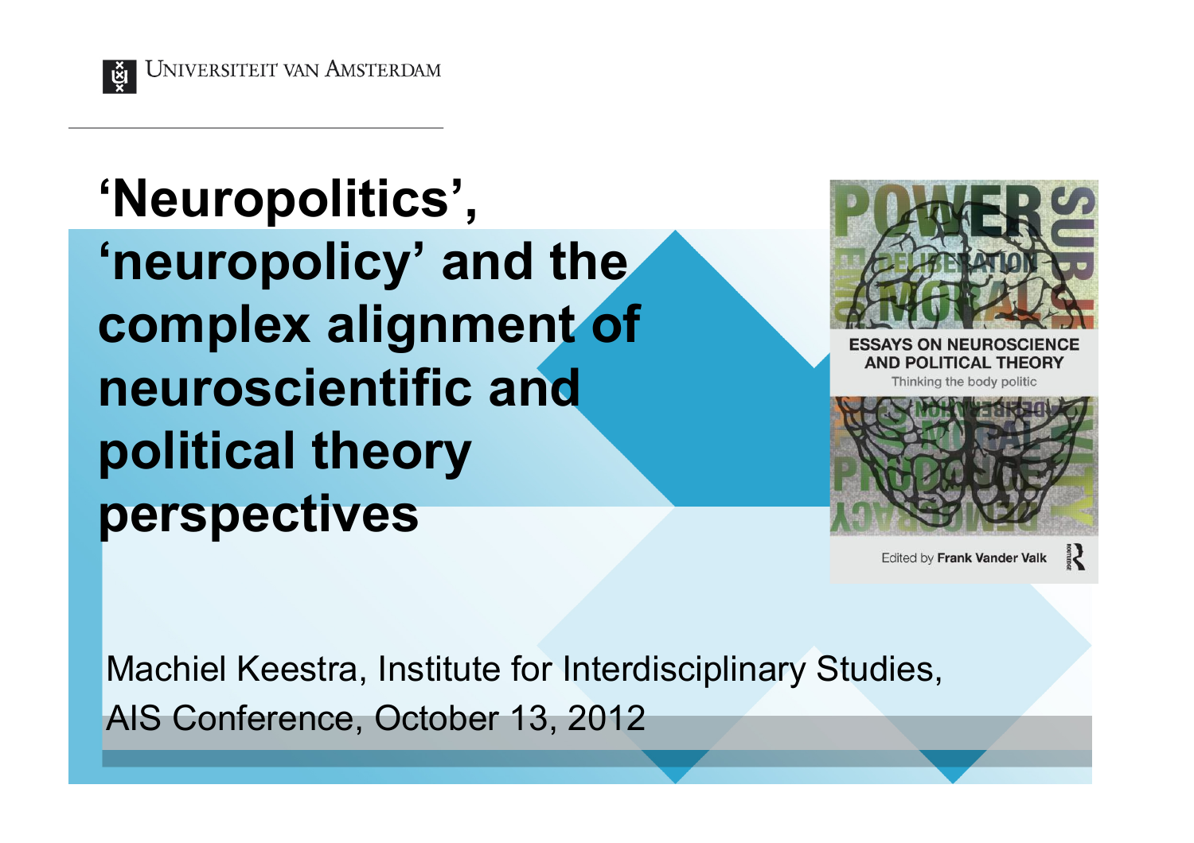Universiteit van Amsterdam

# ‘Neuropolitics’, ‘neuropolicy’ and the complex alignment of neuroscientific and political theory perspectives

Machiel Keestra, Institute for Interdisciplinary Studies,

AIS Conference, October 13, 2012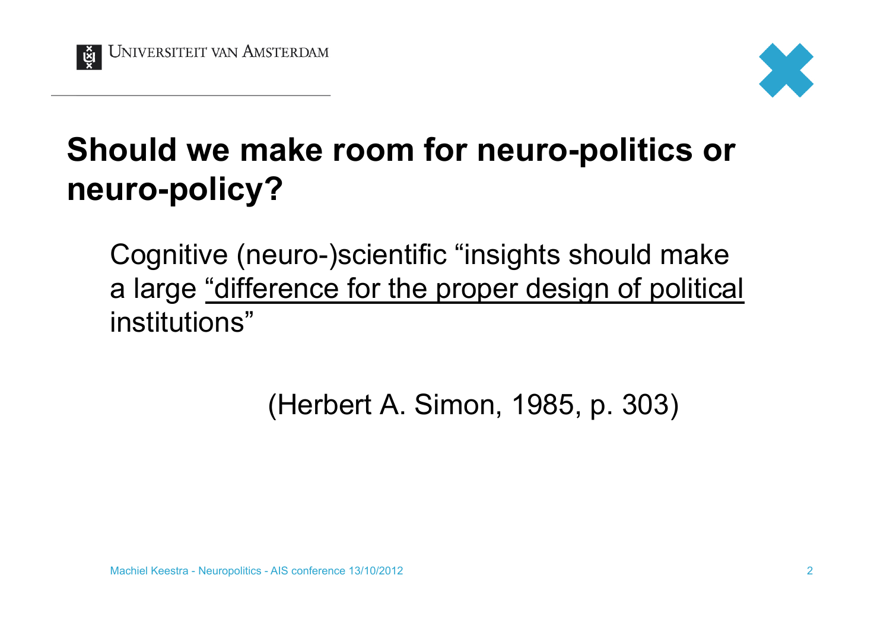# Should we make room for neuro-politics or neuro-policy?

Cognitive (neuro-)scientific “insights should make a large <u>“difference for the proper design of political</u> institutions”

(Herbert A. Simon, 1985, p. 303)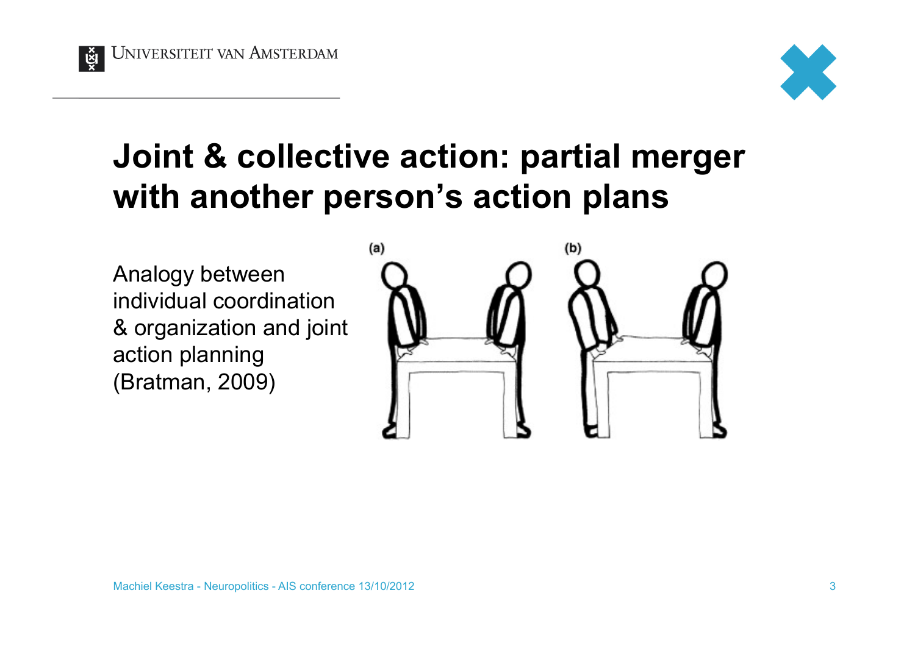# Joint & collective action: partial merger with another person's action plans

Analogy between individual coordination & organization and joint action planning (Bratman, 2009)

(a) (b)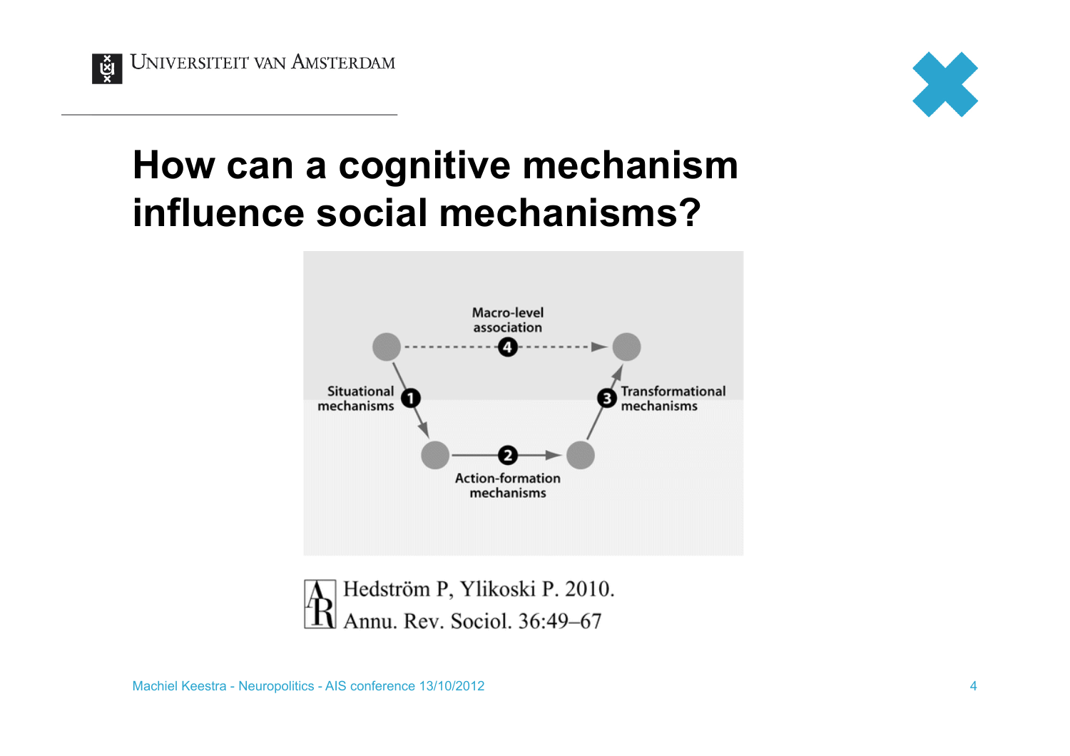# How can a cognitive mechanism influence social mechanisms?

Macro-level association

4

Situational mechanisms 1

2

Action-formation mechanisms

3 Transformational mechanisms

Hedström P, Ylikoski P. 2010.
Annu. Rev. Sociol. 36:49–67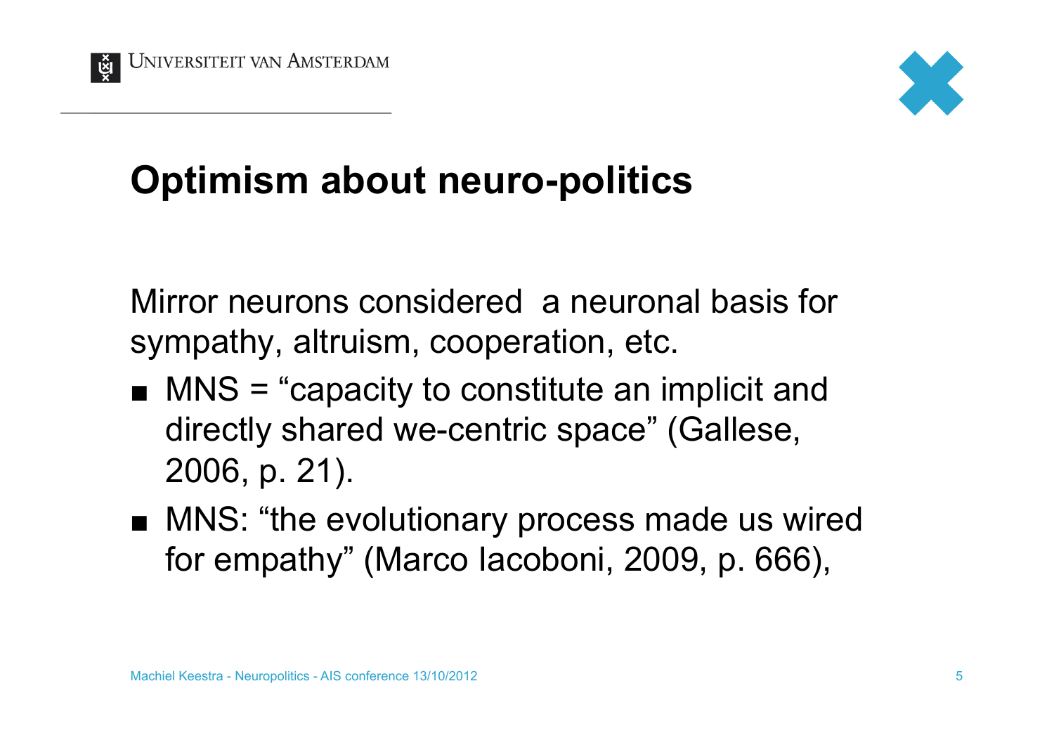# Optimism about neuro-politics

Mirror neurons considered a neuronal basis for sympathy, altruism, cooperation, etc.

- MNS = “capacity to constitute an implicit and directly shared we-centric space” (Gallese, 2006, p. 21).
- MNS: “the evolutionary process made us wired for empathy” (Marco Iacoboni, 2009, p. 666),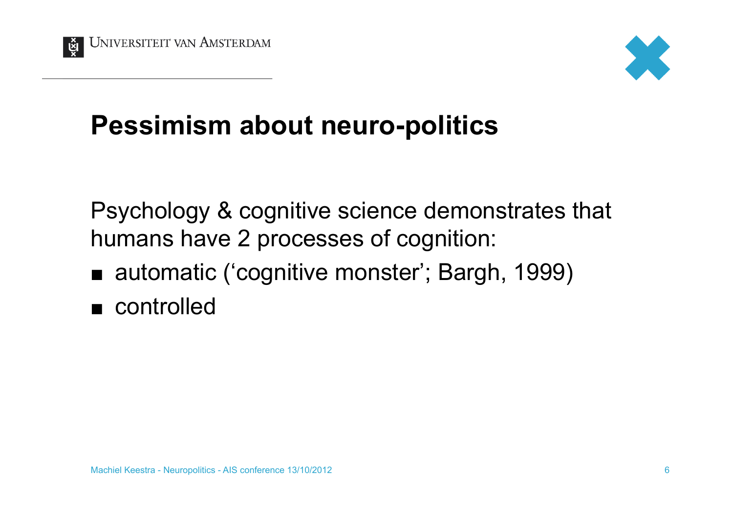# Pessimism about neuro-politics

Psychology & cognitive science demonstrates that humans have 2 processes of cognition:

- automatic ('cognitive monster'; Bargh, 1999)
- controlled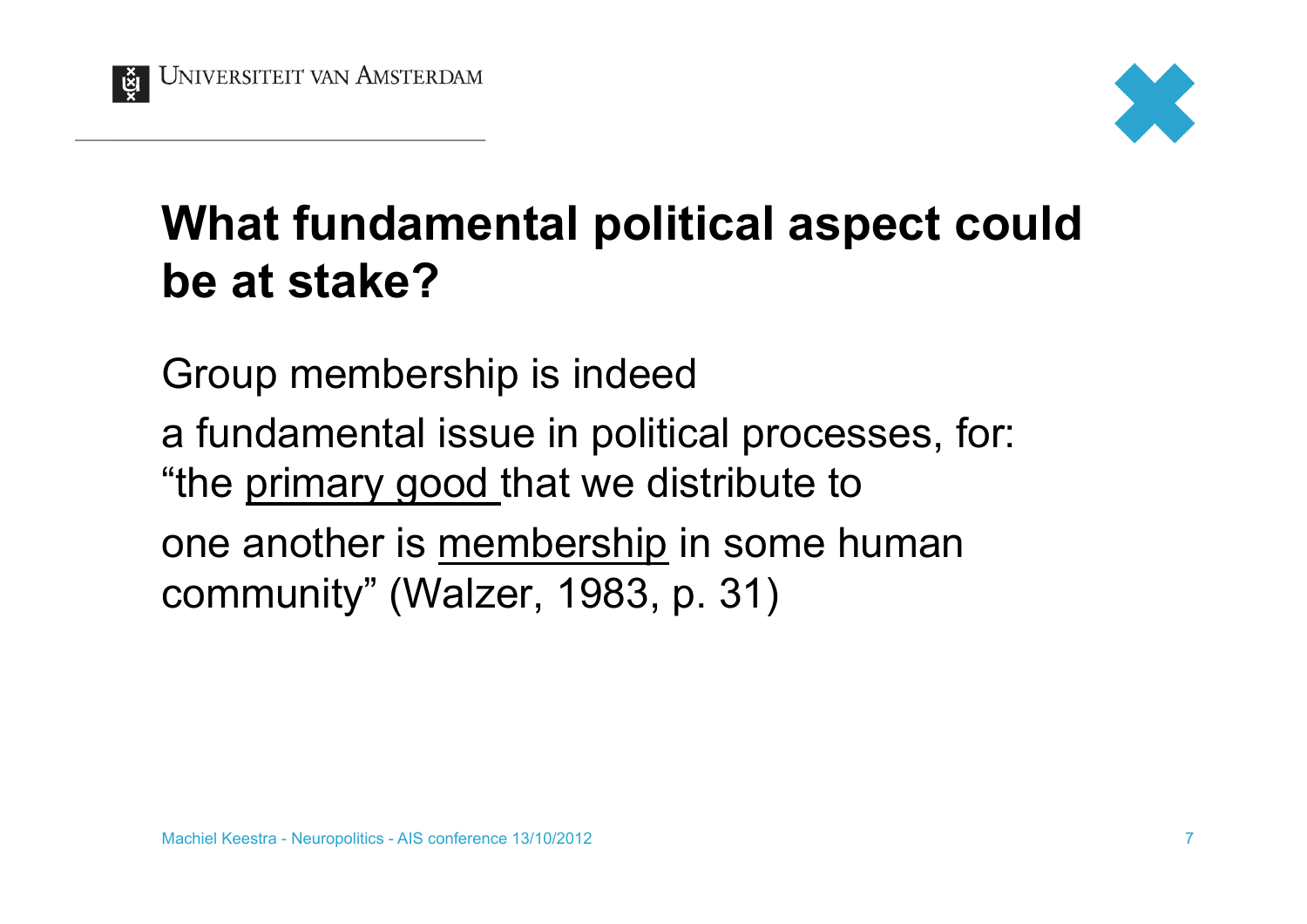# What fundamental political aspect could be at stake?

Group membership is indeed

a fundamental issue in political processes, for: "the <u>primary good</u> that we distribute to

one another is <u>membership</u> in some human community" (Walzer, 1983, p. 31)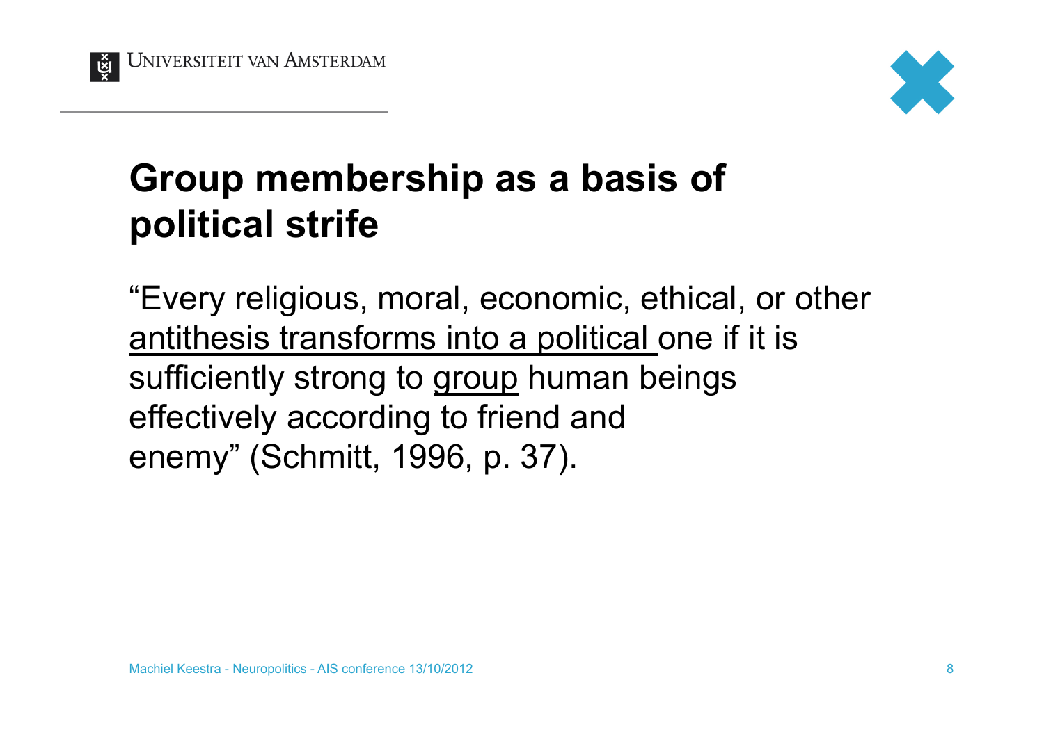# Group membership as a basis of political strife

"Every religious, moral, economic, ethical, or other <u>antithesis transforms into a political</u> one if it is sufficiently strong to <u>group</u> human beings effectively according to friend and enemy" (Schmitt, 1996, p. 37).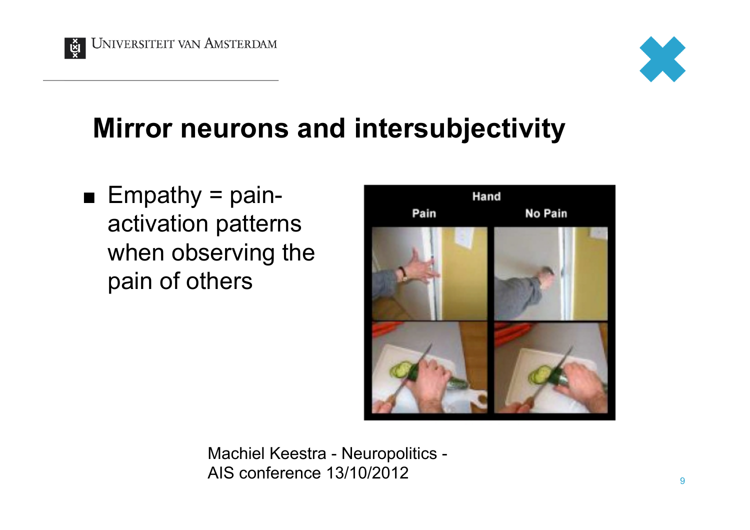# Mirror neurons and intersubjectivity

- Empathy = pain-activation patterns when observing the pain of others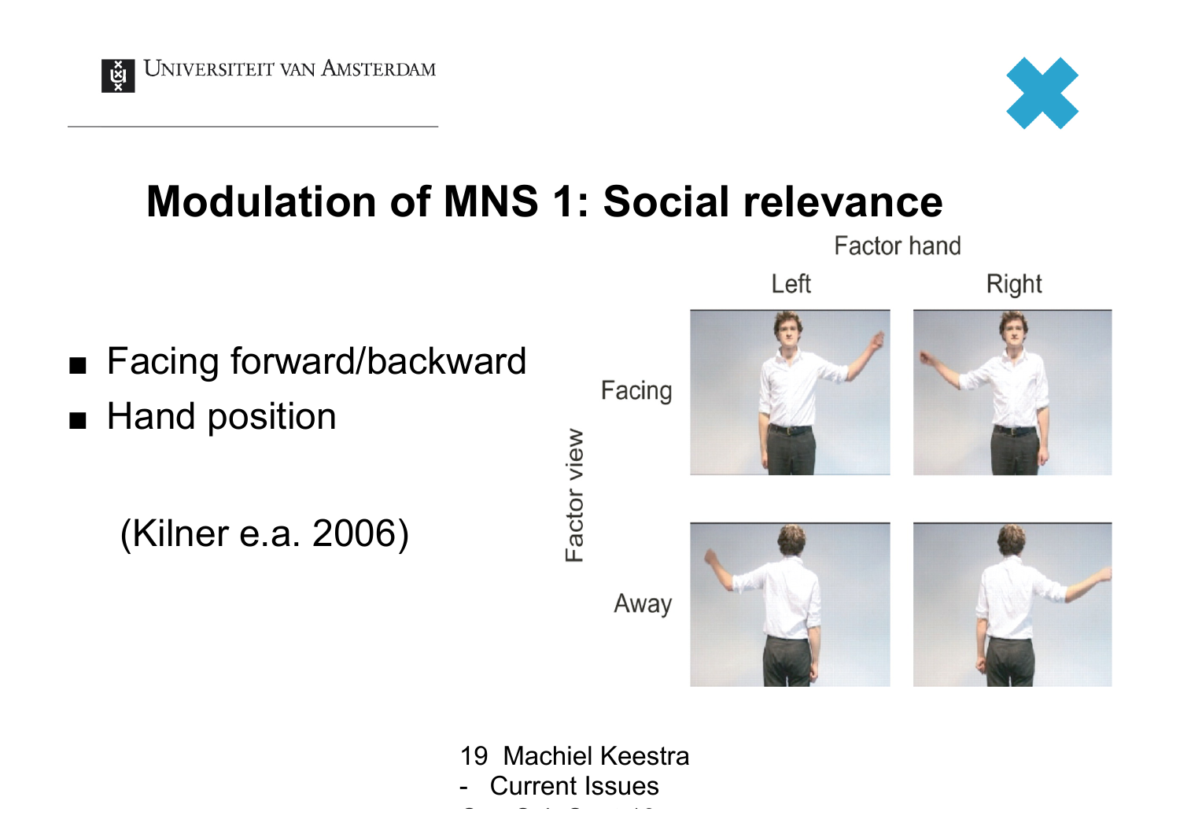# Modulation of MNS 1: Social relevance

- Facing forward/backward
- Hand position

(Kilner e.a. 2006)

| Factor view | Factor hand: Left | Factor hand: Right |
| --- | --- | --- |
| Facing | | |
| Away | | |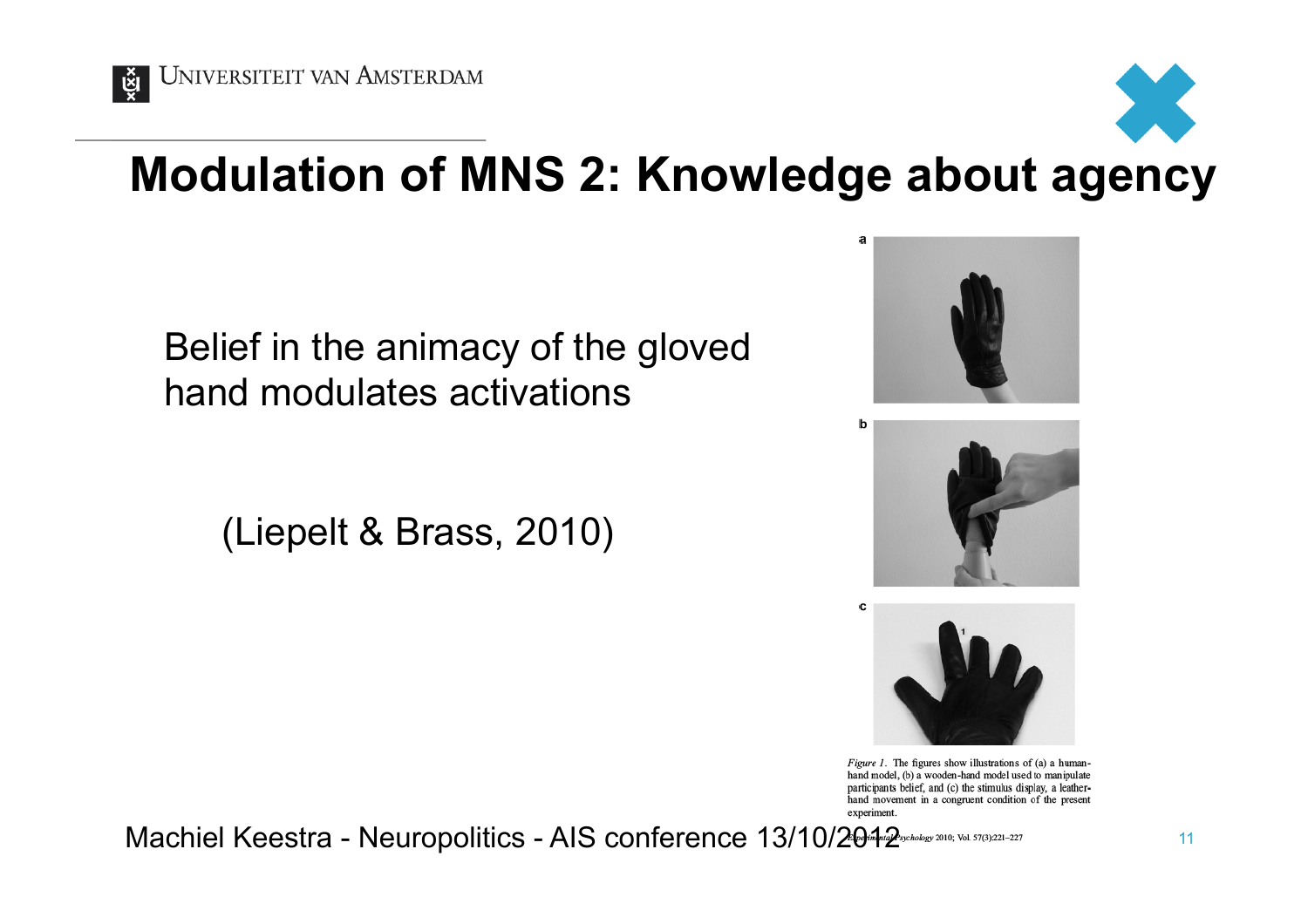# Modulation of MNS 2: Knowledge about agency

Belief in the animacy of the gloved hand modulates activations

(Liepelt & Brass, 2010)

a

b

c

*Figure 1.* The figures show illustrations of (a) a human-hand model, (b) a wooden-hand model used to manipulate participants belief, and (c) the stimulus display, a leather-hand movement in a congruent condition of the present experiment.

*Experimental Psychology* 2010; Vol. 57(3):221–227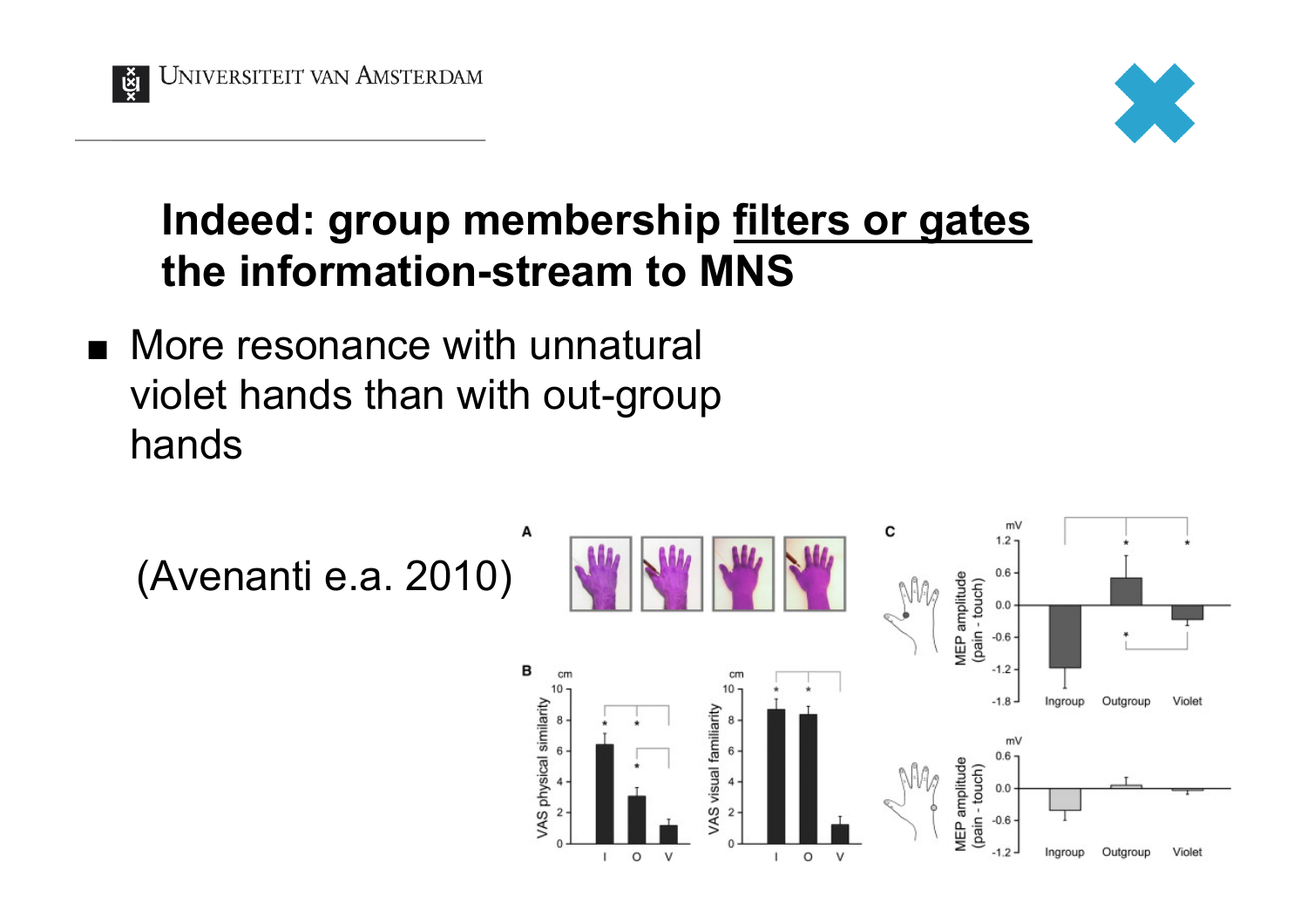# Indeed: group membership filters or gates the information-stream to MNS

- More resonance with unnatural violet hands than with out-group hands

(Avenanti e.a. 2010)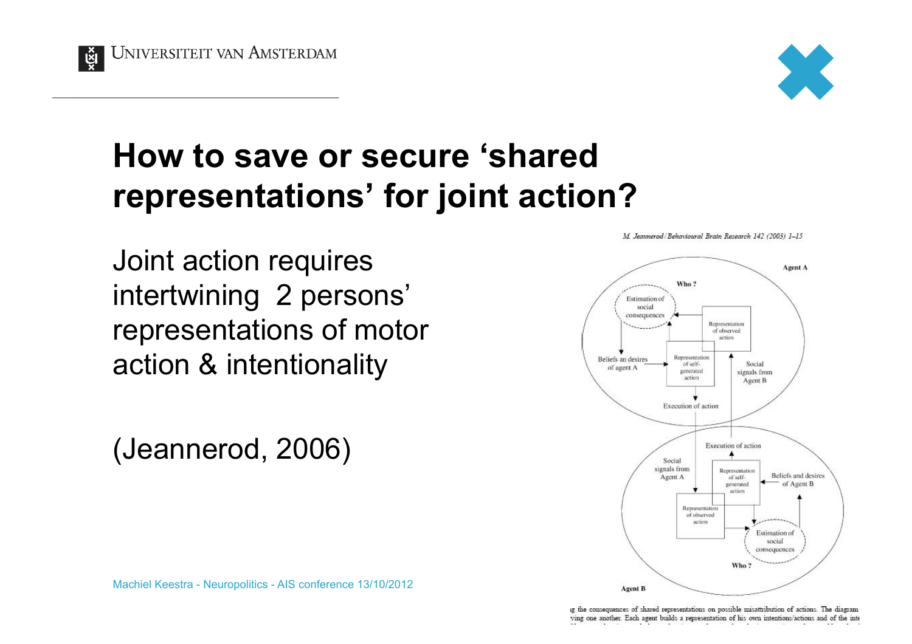# How to save or secure 'shared representations' for joint action?

Joint action requires intertwining 2 persons' representations of motor action & intentionality

(Jeannerod, 2006)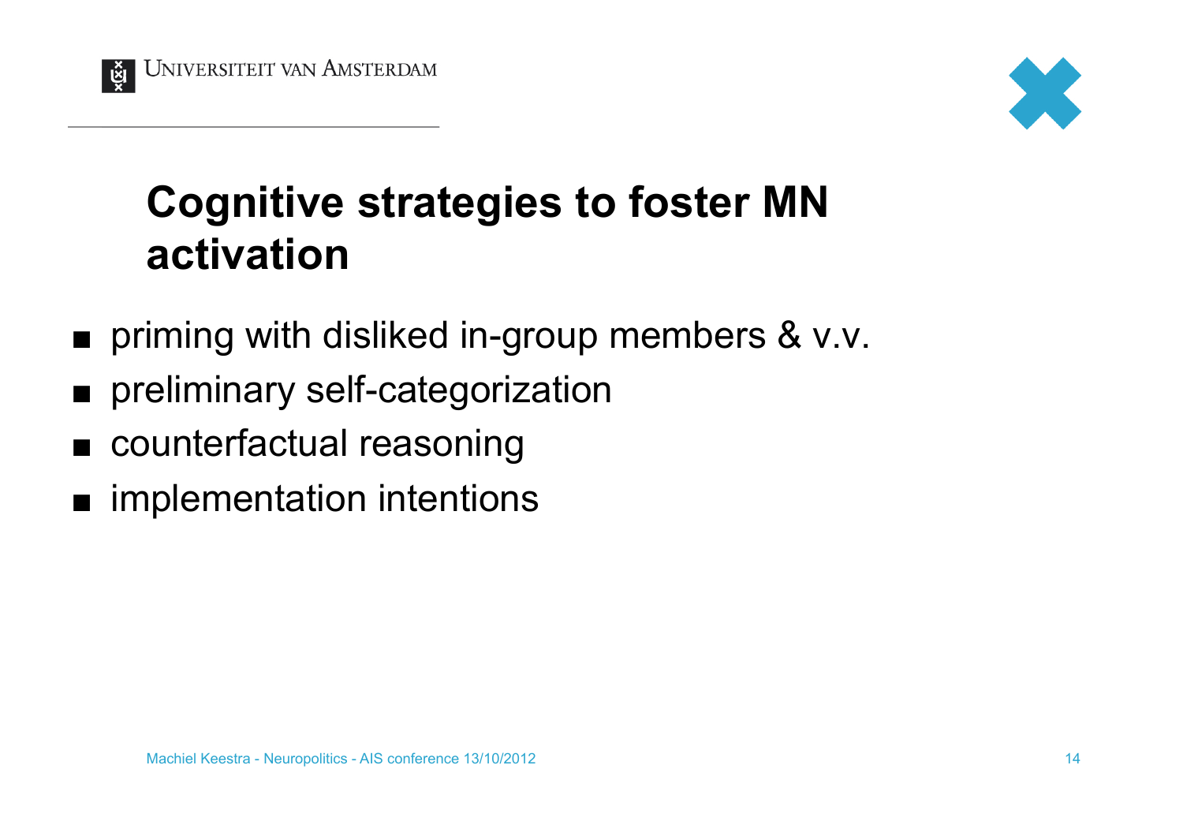## Cognitive strategies to foster MN activation

- priming with disliked in-group members & v.v.
- preliminary self-categorization
- counterfactual reasoning
- implementation intentions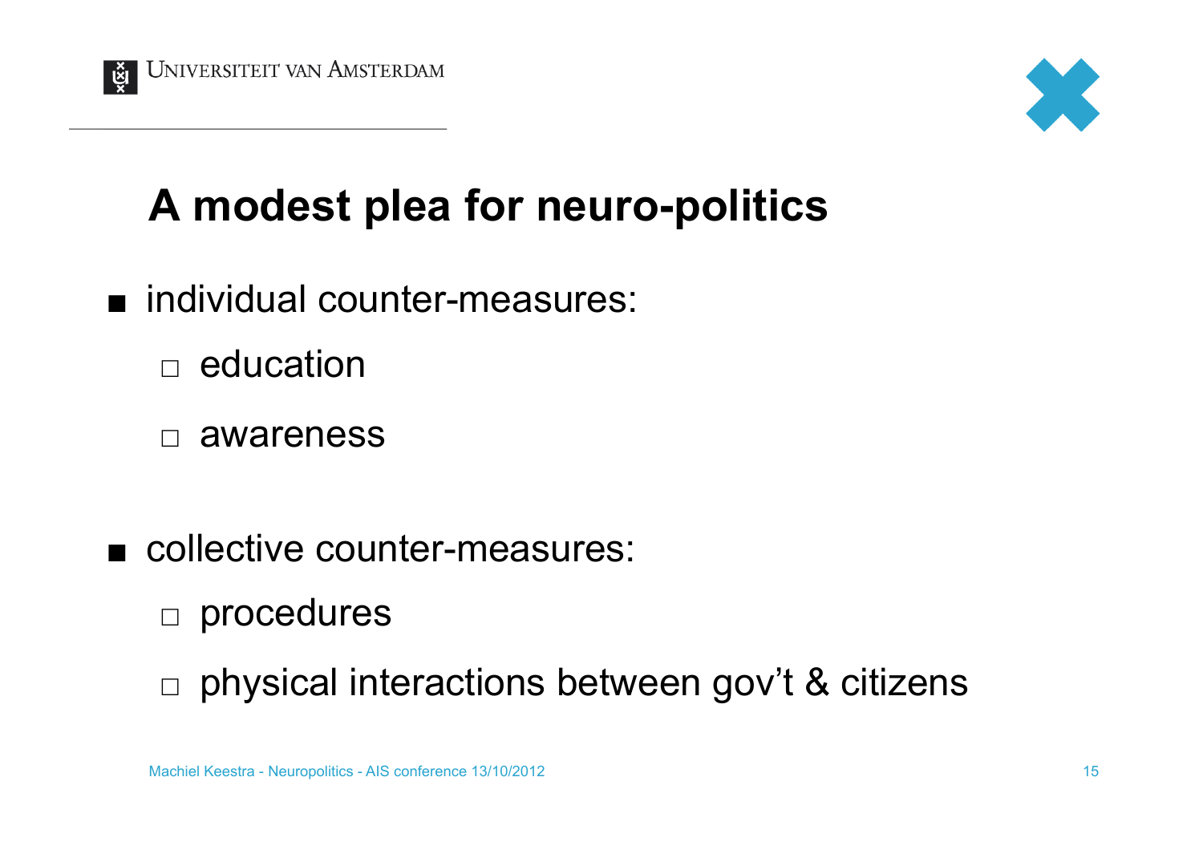# A modest plea for neuro-politics

- individual counter-measures:
  - education
  - awareness
- collective counter-measures:
  - procedures
  - physical interactions between gov't & citizens